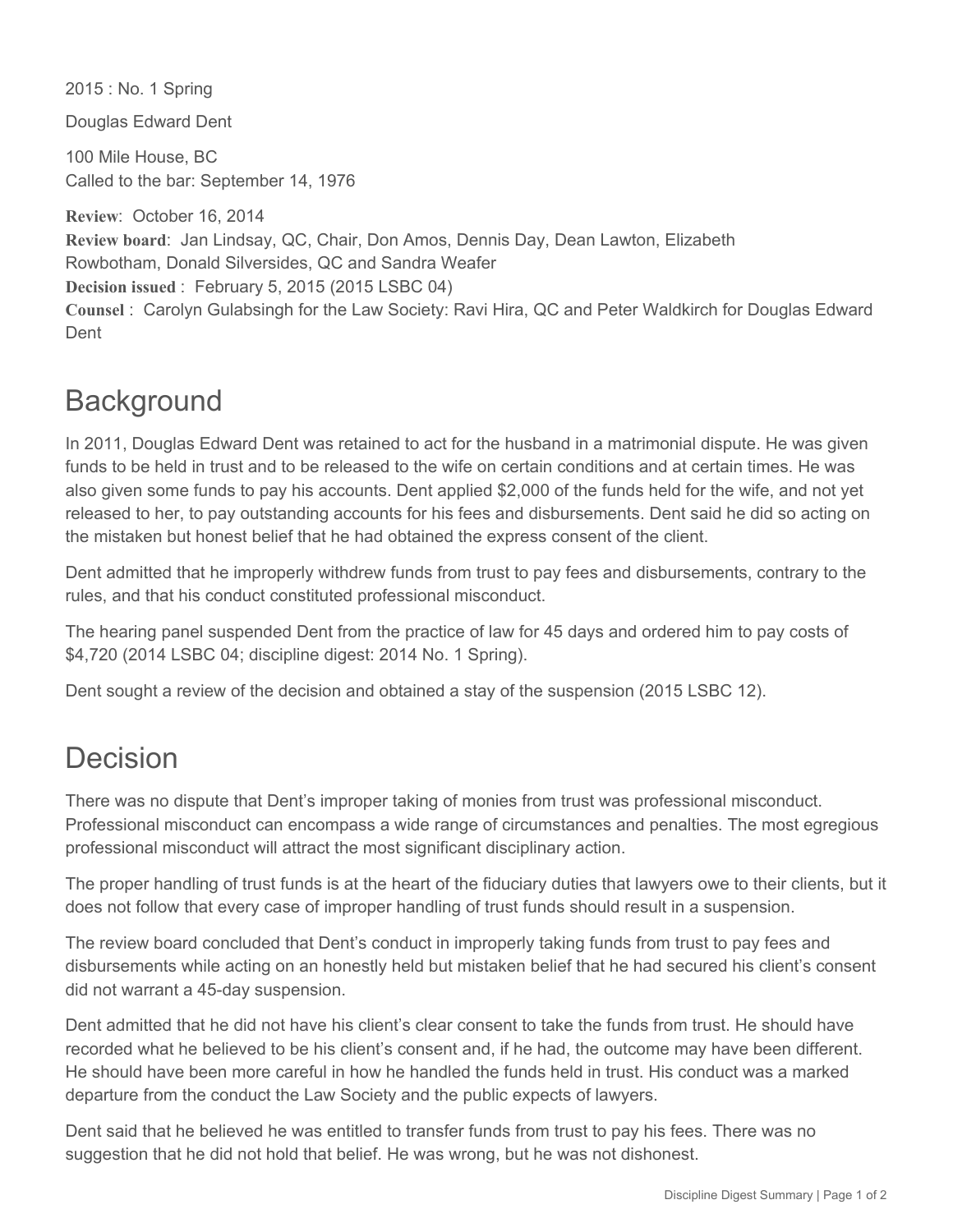2015 : No. 1 Spring

Douglas Edward Dent

100 Mile House, BC
Called to the bar: September 14, 1976

**Review**: October 16, 2014
**Review board**: Jan Lindsay, QC, Chair, Don Amos, Dennis Day, Dean Lawton, Elizabeth Rowbotham, Donald Silversides, QC and Sandra Weafer
**Decision issued** : February 5, 2015 (2015 LSBC 04)
**Counsel** : Carolyn Gulabsingh for the Law Society: Ravi Hira, QC and Peter Waldkirch for Douglas Edward Dent

## Background

In 2011, Douglas Edward Dent was retained to act for the husband in a matrimonial dispute. He was given funds to be held in trust and to be released to the wife on certain conditions and at certain times. He was also given some funds to pay his accounts. Dent applied $2,000 of the funds held for the wife, and not yet released to her, to pay outstanding accounts for his fees and disbursements. Dent said he did so acting on the mistaken but honest belief that he had obtained the express consent of the client.

Dent admitted that he improperly withdrew funds from trust to pay fees and disbursements, contrary to the rules, and that his conduct constituted professional misconduct.

The hearing panel suspended Dent from the practice of law for 45 days and ordered him to pay costs of $4,720 (2014 LSBC 04; discipline digest: 2014 No. 1 Spring).

Dent sought a review of the decision and obtained a stay of the suspension (2015 LSBC 12).

## Decision

There was no dispute that Dent's improper taking of monies from trust was professional misconduct. Professional misconduct can encompass a wide range of circumstances and penalties. The most egregious professional misconduct will attract the most significant disciplinary action.

The proper handling of trust funds is at the heart of the fiduciary duties that lawyers owe to their clients, but it does not follow that every case of improper handling of trust funds should result in a suspension.

The review board concluded that Dent's conduct in improperly taking funds from trust to pay fees and disbursements while acting on an honestly held but mistaken belief that he had secured his client's consent did not warrant a 45-day suspension.

Dent admitted that he did not have his client's clear consent to take the funds from trust. He should have recorded what he believed to be his client's consent and, if he had, the outcome may have been different. He should have been more careful in how he handled the funds held in trust. His conduct was a marked departure from the conduct the Law Society and the public expects of lawyers.

Dent said that he believed he was entitled to transfer funds from trust to pay his fees. There was no suggestion that he did not hold that belief. He was wrong, but he was not dishonest.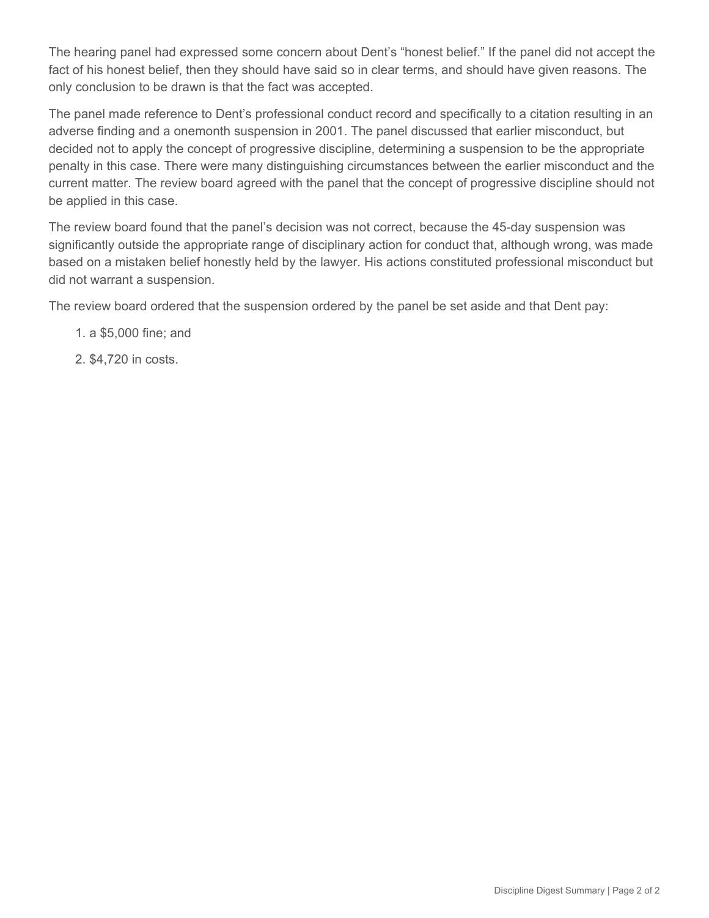The hearing panel had expressed some concern about Dent's "honest belief." If the panel did not accept the fact of his honest belief, then they should have said so in clear terms, and should have given reasons. The only conclusion to be drawn is that the fact was accepted.

The panel made reference to Dent's professional conduct record and specifically to a citation resulting in an adverse finding and a onemonth suspension in 2001. The panel discussed that earlier misconduct, but decided not to apply the concept of progressive discipline, determining a suspension to be the appropriate penalty in this case. There were many distinguishing circumstances between the earlier misconduct and the current matter. The review board agreed with the panel that the concept of progressive discipline should not be applied in this case.

The review board found that the panel's decision was not correct, because the 45-day suspension was significantly outside the appropriate range of disciplinary action for conduct that, although wrong, was made based on a mistaken belief honestly held by the lawyer. His actions constituted professional misconduct but did not warrant a suspension.

The review board ordered that the suspension ordered by the panel be set aside and that Dent pay:

1. a $5,000 fine; and
2. $4,720 in costs.